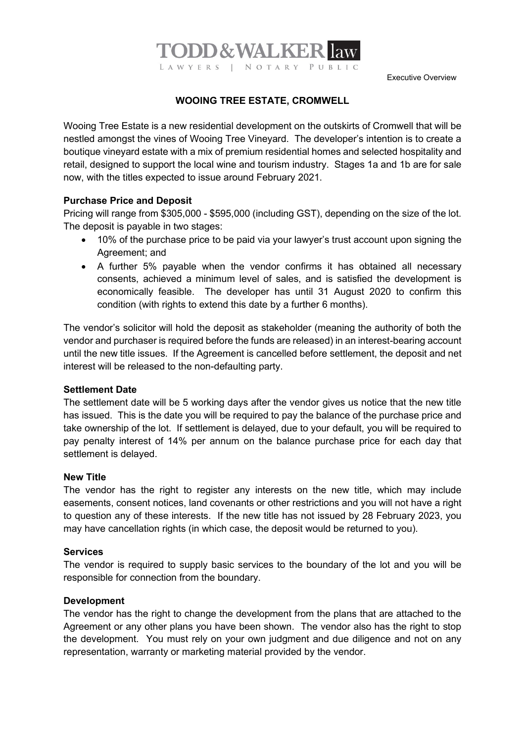TODD & WALKER law

LAWYERS | NOTARY PUBLIC

Executive Overview

# WOOING TREE ESTATE, CROMWELL

Wooing Tree Estate is a new residential development on the outskirts of Cromwell that will be nestled amongst the vines of Wooing Tree Vineyard. The developer's intention is to create a boutique vineyard estate with a mix of premium residential homes and selected hospitality and retail, designed to support the local wine and tourism industry. Stages 1a and 1b are for sale now, with the titles expected to issue around February 2021.

**Purchase Price and Deposit**

Pricing will range from $305,000 - $595,000 (including GST), depending on the size of the lot. The deposit is payable in two stages:

- 10% of the purchase price to be paid via your lawyer's trust account upon signing the Agreement; and
- A further 5% payable when the vendor confirms it has obtained all necessary consents, achieved a minimum level of sales, and is satisfied the development is economically feasible. The developer has until 31 August 2020 to confirm this condition (with rights to extend this date by a further 6 months).

The vendor's solicitor will hold the deposit as stakeholder (meaning the authority of both the vendor and purchaser is required before the funds are released) in an interest-bearing account until the new title issues. If the Agreement is cancelled before settlement, the deposit and net interest will be released to the non-defaulting party.

**Settlement Date**

The settlement date will be 5 working days after the vendor gives us notice that the new title has issued. This is the date you will be required to pay the balance of the purchase price and take ownership of the lot. If settlement is delayed, due to your default, you will be required to pay penalty interest of 14% per annum on the balance purchase price for each day that settlement is delayed.

**New Title**

The vendor has the right to register any interests on the new title, which may include easements, consent notices, land covenants or other restrictions and you will not have a right to question any of these interests. If the new title has not issued by 28 February 2023, you may have cancellation rights (in which case, the deposit would be returned to you).

**Services**

The vendor is required to supply basic services to the boundary of the lot and you will be responsible for connection from the boundary.

**Development**

The vendor has the right to change the development from the plans that are attached to the Agreement or any other plans you have been shown. The vendor also has the right to stop the development. You must rely on your own judgment and due diligence and not on any representation, warranty or marketing material provided by the vendor.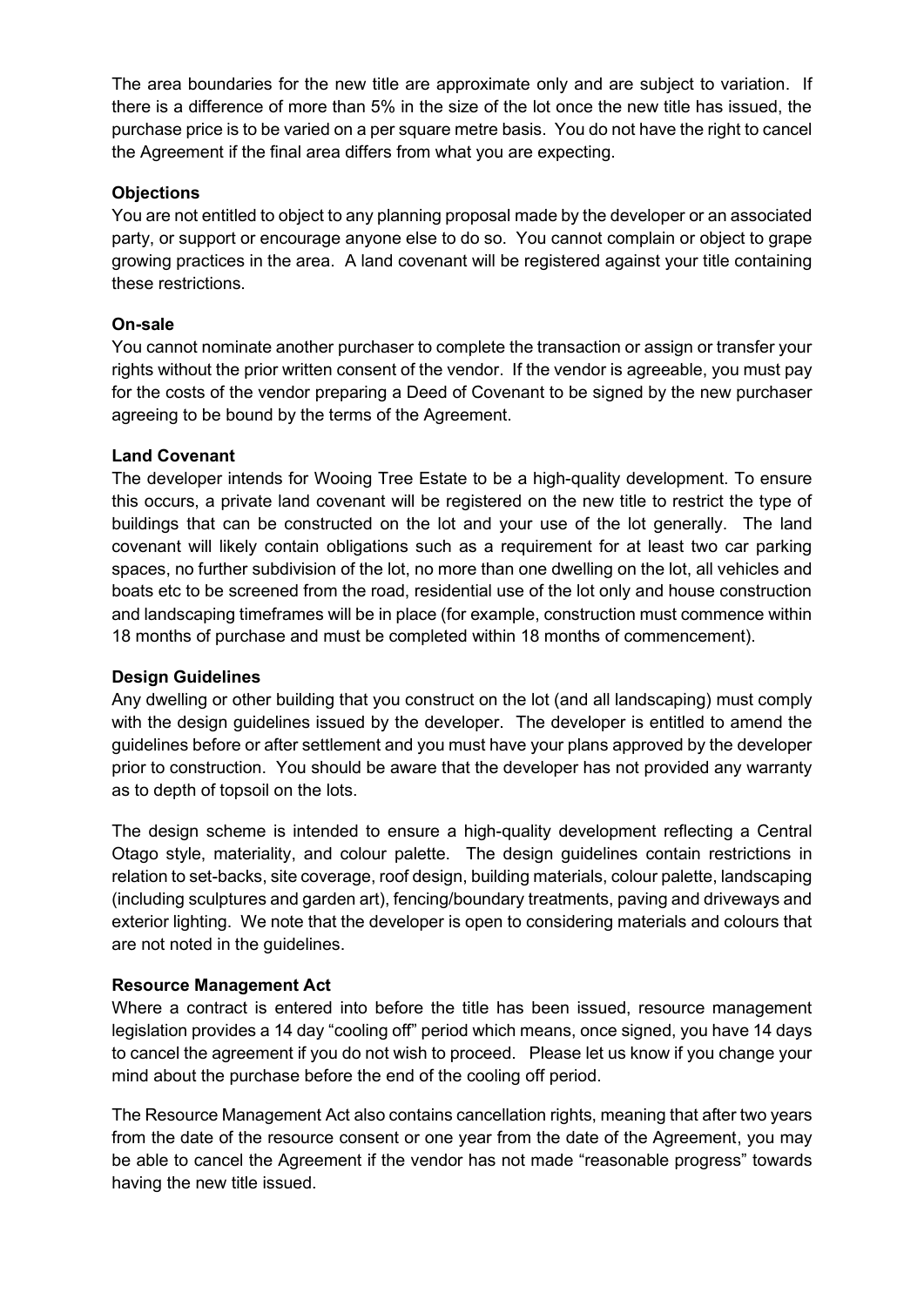The area boundaries for the new title are approximate only and are subject to variation. If there is a difference of more than 5% in the size of the lot once the new title has issued, the purchase price is to be varied on a per square metre basis. You do not have the right to cancel the Agreement if the final area differs from what you are expecting.

**Objections**

You are not entitled to object to any planning proposal made by the developer or an associated party, or support or encourage anyone else to do so. You cannot complain or object to grape growing practices in the area. A land covenant will be registered against your title containing these restrictions.

**On-sale**

You cannot nominate another purchaser to complete the transaction or assign or transfer your rights without the prior written consent of the vendor. If the vendor is agreeable, you must pay for the costs of the vendor preparing a Deed of Covenant to be signed by the new purchaser agreeing to be bound by the terms of the Agreement.

**Land Covenant**

The developer intends for Wooing Tree Estate to be a high-quality development. To ensure this occurs, a private land covenant will be registered on the new title to restrict the type of buildings that can be constructed on the lot and your use of the lot generally. The land covenant will likely contain obligations such as a requirement for at least two car parking spaces, no further subdivision of the lot, no more than one dwelling on the lot, all vehicles and boats etc to be screened from the road, residential use of the lot only and house construction and landscaping timeframes will be in place (for example, construction must commence within 18 months of purchase and must be completed within 18 months of commencement).

**Design Guidelines**

Any dwelling or other building that you construct on the lot (and all landscaping) must comply with the design guidelines issued by the developer. The developer is entitled to amend the guidelines before or after settlement and you must have your plans approved by the developer prior to construction. You should be aware that the developer has not provided any warranty as to depth of topsoil on the lots.

The design scheme is intended to ensure a high-quality development reflecting a Central Otago style, materiality, and colour palette. The design guidelines contain restrictions in relation to set-backs, site coverage, roof design, building materials, colour palette, landscaping (including sculptures and garden art), fencing/boundary treatments, paving and driveways and exterior lighting. We note that the developer is open to considering materials and colours that are not noted in the guidelines.

**Resource Management Act**

Where a contract is entered into before the title has been issued, resource management legislation provides a 14 day "cooling off" period which means, once signed, you have 14 days to cancel the agreement if you do not wish to proceed. Please let us know if you change your mind about the purchase before the end of the cooling off period.

The Resource Management Act also contains cancellation rights, meaning that after two years from the date of the resource consent or one year from the date of the Agreement, you may be able to cancel the Agreement if the vendor has not made "reasonable progress" towards having the new title issued.